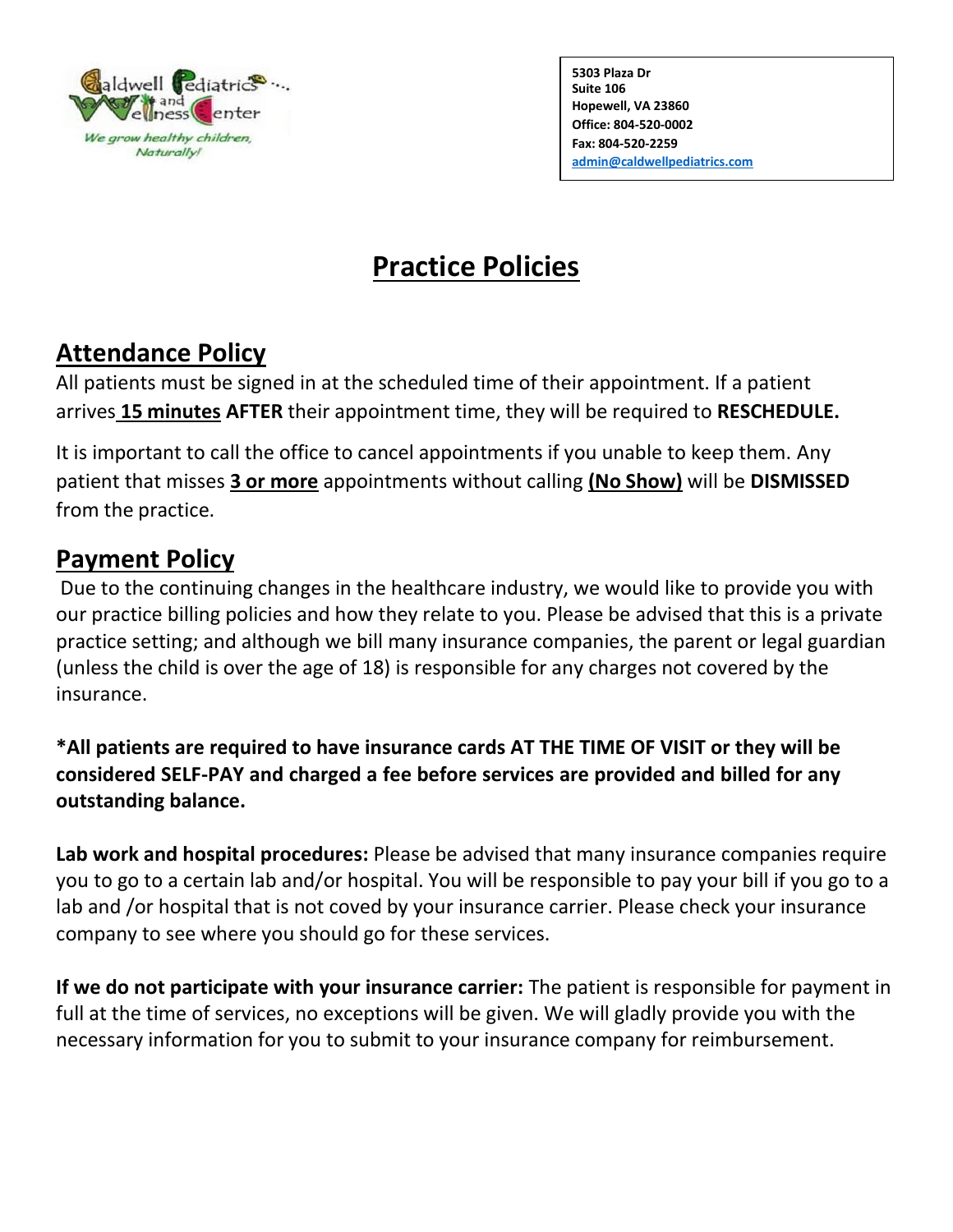Caldwell Pediatrics and Wellness Center

*We grow healthy children, Naturally!*

**5303 Plaza Dr**
**Suite 106**
**Hopewell, VA 23860**
**Office: 804-520-0002**
**Fax: 804-520-2259**
**admin@caldwellpediatrics.com**

# Practice Policies

## Attendance Policy

All patients must be signed in at the scheduled time of their appointment. If a patient arrives **15 minutes** **AFTER** their appointment time, they will be required to **RESCHEDULE.**

It is important to call the office to cancel appointments if you unable to keep them. Any patient that misses **3 or more** appointments without calling **(No Show)** will be **DISMISSED** from the practice.

## Payment Policy

Due to the continuing changes in the healthcare industry, we would like to provide you with our practice billing policies and how they relate to you. Please be advised that this is a private practice setting; and although we bill many insurance companies, the parent or legal guardian (unless the child is over the age of 18) is responsible for any charges not covered by the insurance.

***All patients are required to have insurance cards AT THE TIME OF VISIT or they will be considered SELF-PAY and charged a fee before services are provided and billed for any outstanding balance.**

**Lab work and hospital procedures:** Please be advised that many insurance companies require you to go to a certain lab and/or hospital. You will be responsible to pay your bill if you go to a lab and /or hospital that is not coved by your insurance carrier. Please check your insurance company to see where you should go for these services.

**If we do not participate with your insurance carrier:** The patient is responsible for payment in full at the time of services, no exceptions will be given. We will gladly provide you with the necessary information for you to submit to your insurance company for reimbursement.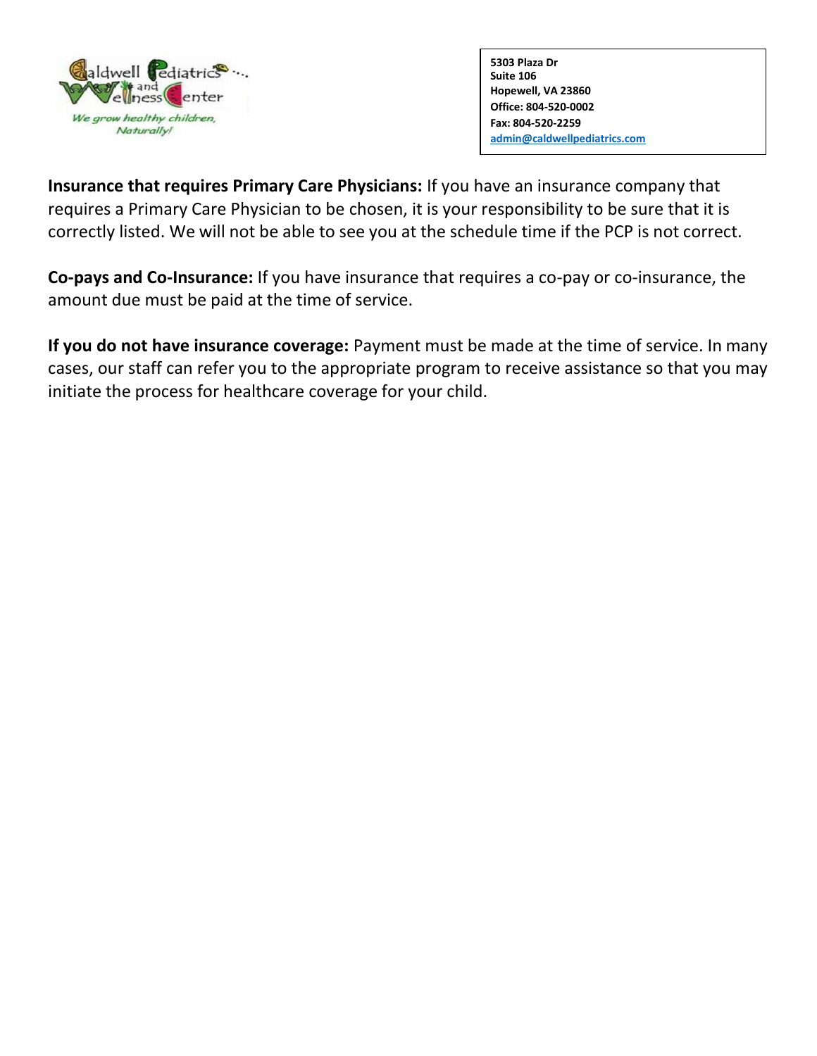5303 Plaza Dr
Suite 106
Hopewell, VA 23860
Office: 804-520-0002
Fax: 804-520-2259
admin@caldwellpediatrics.com

**Insurance that requires Primary Care Physicians:** If you have an insurance company that requires a Primary Care Physician to be chosen, it is your responsibility to be sure that it is correctly listed. We will not be able to see you at the schedule time if the PCP is not correct.

**Co-pays and Co-Insurance:** If you have insurance that requires a co-pay or co-insurance, the amount due must be paid at the time of service.

**If you do not have insurance coverage:** Payment must be made at the time of service. In many cases, our staff can refer you to the appropriate program to receive assistance so that you may initiate the process for healthcare coverage for your child.